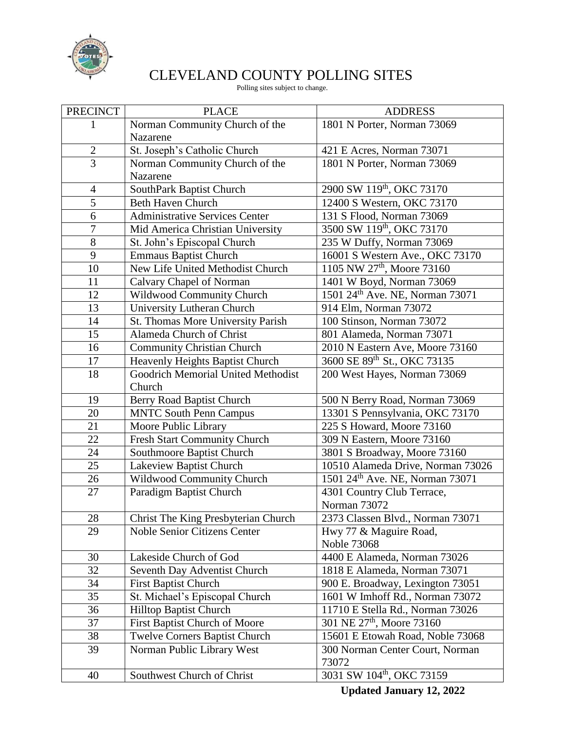# CLEVELAND COUNTY POLLING SITES

Polling sites subject to change.

| PRECINCT | PLACE | ADDRESS |
|---|---|---|
| 1 | Norman Community Church of the Nazarene | 1801 N Porter, Norman 73069 |
| 2 | St. Joseph's Catholic Church | 421 E Acres, Norman 73071 |
| 3 | Norman Community Church of the Nazarene | 1801 N Porter, Norman 73069 |
| 4 | SouthPark Baptist Church | 2900 SW 119th, OKC 73170 |
| 5 | Beth Haven Church | 12400 S Western, OKC 73170 |
| 6 | Administrative Services Center | 131 S Flood, Norman 73069 |
| 7 | Mid America Christian University | 3500 SW 119th, OKC 73170 |
| 8 | St. John's Episcopal Church | 235 W Duffy, Norman 73069 |
| 9 | Emmaus Baptist Church | 16001 S Western Ave., OKC 73170 |
| 10 | New Life United Methodist Church | 1105 NW 27th, Moore 73160 |
| 11 | Calvary Chapel of Norman | 1401 W Boyd, Norman 73069 |
| 12 | Wildwood Community Church | 1501 24th Ave. NE, Norman 73071 |
| 13 | University Lutheran Church | 914 Elm, Norman 73072 |
| 14 | St. Thomas More University Parish | 100 Stinson, Norman 73072 |
| 15 | Alameda Church of Christ | 801 Alameda, Norman 73071 |
| 16 | Community Christian Church | 2010 N Eastern Ave, Moore 73160 |
| 17 | Heavenly Heights Baptist Church | 3600 SE 89th St., OKC 73135 |
| 18 | Goodrich Memorial United Methodist Church | 200 West Hayes, Norman 73069 |
| 19 | Berry Road Baptist Church | 500 N Berry Road, Norman 73069 |
| 20 | MNTC South Penn Campus | 13301 S Pennsylvania, OKC 73170 |
| 21 | Moore Public Library | 225 S Howard, Moore 73160 |
| 22 | Fresh Start Community Church | 309 N Eastern, Moore 73160 |
| 24 | Southmoore Baptist Church | 3801 S Broadway, Moore 73160 |
| 25 | Lakeview Baptist Church | 10510 Alameda Drive, Norman 73026 |
| 26 | Wildwood Community Church | 1501 24th Ave. NE, Norman 73071 |
| 27 | Paradigm Baptist Church | 4301 Country Club Terrace, Norman 73072 |
| 28 | Christ The King Presbyterian Church | 2373 Classen Blvd., Norman 73071 |
| 29 | Noble Senior Citizens Center | Hwy 77 & Maguire Road, Noble 73068 |
| 30 | Lakeside Church of God | 4400 E Alameda, Norman 73026 |
| 32 | Seventh Day Adventist Church | 1818 E Alameda, Norman 73071 |
| 34 | First Baptist Church | 900 E. Broadway, Lexington 73051 |
| 35 | St. Michael's Episcopal Church | 1601 W Imhoff Rd., Norman 73072 |
| 36 | Hilltop Baptist Church | 11710 E Stella Rd., Norman 73026 |
| 37 | First Baptist Church of Moore | 301 NE 27th, Moore 73160 |
| 38 | Twelve Corners Baptist Church | 15601 E Etowah Road, Noble 73068 |
| 39 | Norman Public Library West | 300 Norman Center Court, Norman 73072 |
| 40 | Southwest Church of Christ | 3031 SW 104th, OKC 73159 |

**Updated January 12, 2022**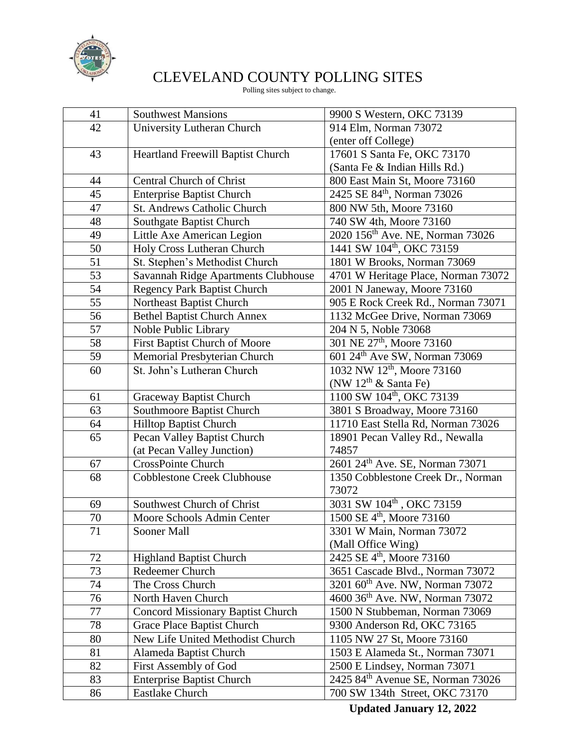# CLEVELAND COUNTY POLLING SITES

Polling sites subject to change.

| | | |
|---|---|---|
| 41 | Southwest Mansions | 9900 S Western, OKC 73139 |
| 42 | University Lutheran Church | 914 Elm, Norman 73072 (enter off College) |
| 43 | Heartland Freewill Baptist Church | 17601 S Santa Fe, OKC 73170 (Santa Fe & Indian Hills Rd.) |
| 44 | Central Church of Christ | 800 East Main St, Moore 73160 |
| 45 | Enterprise Baptist Church | 2425 SE 84th, Norman 73026 |
| 47 | St. Andrews Catholic Church | 800 NW 5th, Moore 73160 |
| 48 | Southgate Baptist Church | 740 SW 4th, Moore 73160 |
| 49 | Little Axe American Legion | 2020 156th Ave. NE, Norman 73026 |
| 50 | Holy Cross Lutheran Church | 1441 SW 104th, OKC 73159 |
| 51 | St. Stephen's Methodist Church | 1801 W Brooks, Norman 73069 |
| 53 | Savannah Ridge Apartments Clubhouse | 4701 W Heritage Place, Norman 73072 |
| 54 | Regency Park Baptist Church | 2001 N Janeway, Moore 73160 |
| 55 | Northeast Baptist Church | 905 E Rock Creek Rd., Norman 73071 |
| 56 | Bethel Baptist Church Annex | 1132 McGee Drive, Norman 73069 |
| 57 | Noble Public Library | 204 N 5, Noble 73068 |
| 58 | First Baptist Church of Moore | 301 NE 27th, Moore 73160 |
| 59 | Memorial Presbyterian Church | 601 24th Ave SW, Norman 73069 |
| 60 | St. John's Lutheran Church | 1032 NW 12th, Moore 73160 (NW 12th & Santa Fe) |
| 61 | Graceway Baptist Church | 1100 SW 104th, OKC 73139 |
| 63 | Southmoore Baptist Church | 3801 S Broadway, Moore 73160 |
| 64 | Hilltop Baptist Church | 11710 East Stella Rd, Norman 73026 |
| 65 | Pecan Valley Baptist Church (at Pecan Valley Junction) | 18901 Pecan Valley Rd., Newalla 74857 |
| 67 | CrossPointe Church | 2601 24th Ave. SE, Norman 73071 |
| 68 | Cobblestone Creek Clubhouse | 1350 Cobblestone Creek Dr., Norman 73072 |
| 69 | Southwest Church of Christ | 3031 SW 104th , OKC 73159 |
| 70 | Moore Schools Admin Center | 1500 SE 4th, Moore 73160 |
| 71 | Sooner Mall | 3301 W Main, Norman 73072 (Mall Office Wing) |
| 72 | Highland Baptist Church | 2425 SE 4th, Moore 73160 |
| 73 | Redeemer Church | 3651 Cascade Blvd., Norman 73072 |
| 74 | The Cross Church | 3201 60th Ave. NW, Norman 73072 |
| 76 | North Haven Church | 4600 36th Ave. NW, Norman 73072 |
| 77 | Concord Missionary Baptist Church | 1500 N Stubbeman, Norman 73069 |
| 78 | Grace Place Baptist Church | 9300 Anderson Rd, OKC 73165 |
| 80 | New Life United Methodist Church | 1105 NW 27 St, Moore 73160 |
| 81 | Alameda Baptist Church | 1503 E Alameda St., Norman 73071 |
| 82 | First Assembly of God | 2500 E Lindsey, Norman 73071 |
| 83 | Enterprise Baptist Church | 2425 84th Avenue SE, Norman 73026 |
| 86 | Eastlake Church | 700 SW 134th Street, OKC 73170 |

**Updated January 12, 2022**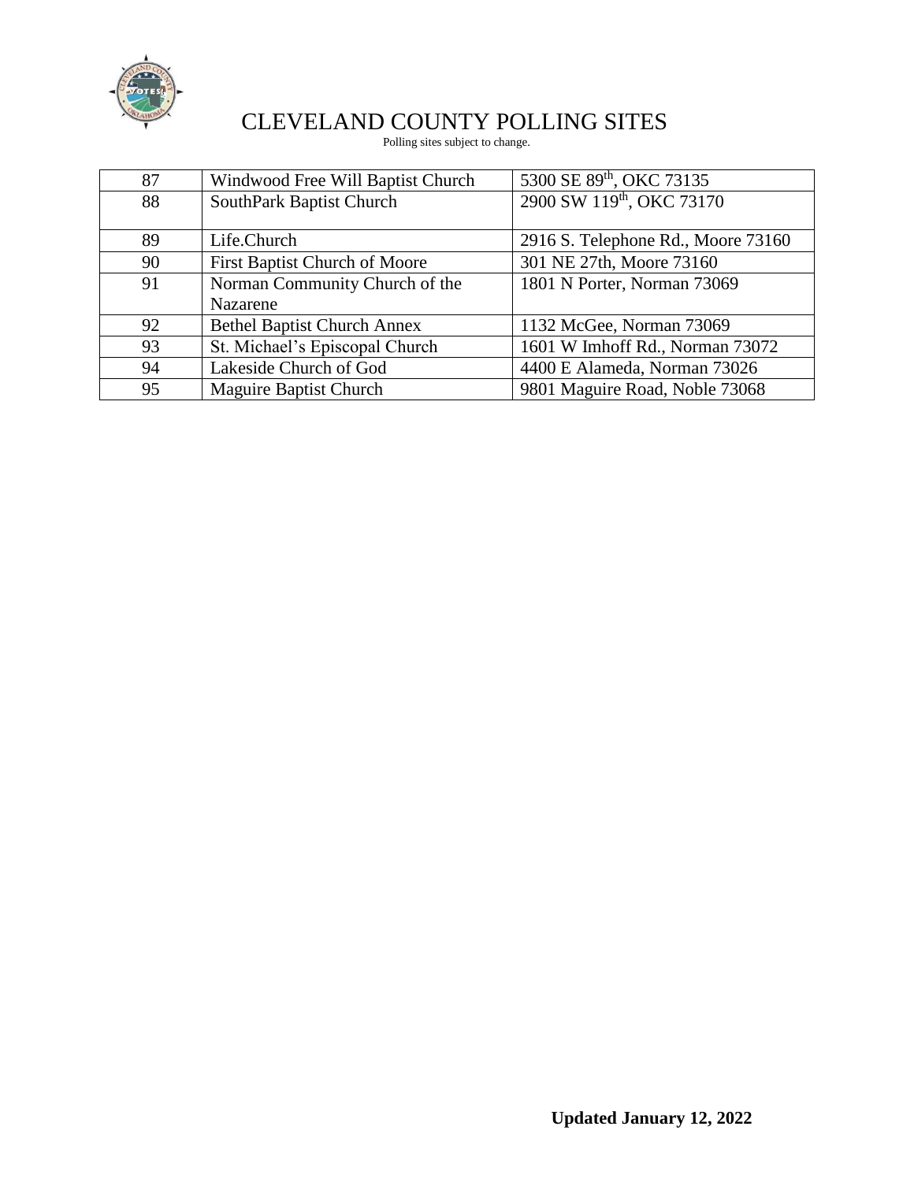# CLEVELAND COUNTY POLLING SITES

Polling sites subject to change.

| | | |
|---|---|---|
| 87 | Windwood Free Will Baptist Church | 5300 SE 89th, OKC 73135 |
| 88 | SouthPark Baptist Church | 2900 SW 119th, OKC 73170 |
| 89 | Life.Church | 2916 S. Telephone Rd., Moore 73160 |
| 90 | First Baptist Church of Moore | 301 NE 27th, Moore 73160 |
| 91 | Norman Community Church of the Nazarene | 1801 N Porter, Norman 73069 |
| 92 | Bethel Baptist Church Annex | 1132 McGee, Norman 73069 |
| 93 | St. Michael's Episcopal Church | 1601 W Imhoff Rd., Norman 73072 |
| 94 | Lakeside Church of God | 4400 E Alameda, Norman 73026 |
| 95 | Maguire Baptist Church | 9801 Maguire Road, Noble 73068 |

**Updated January 12, 2022**